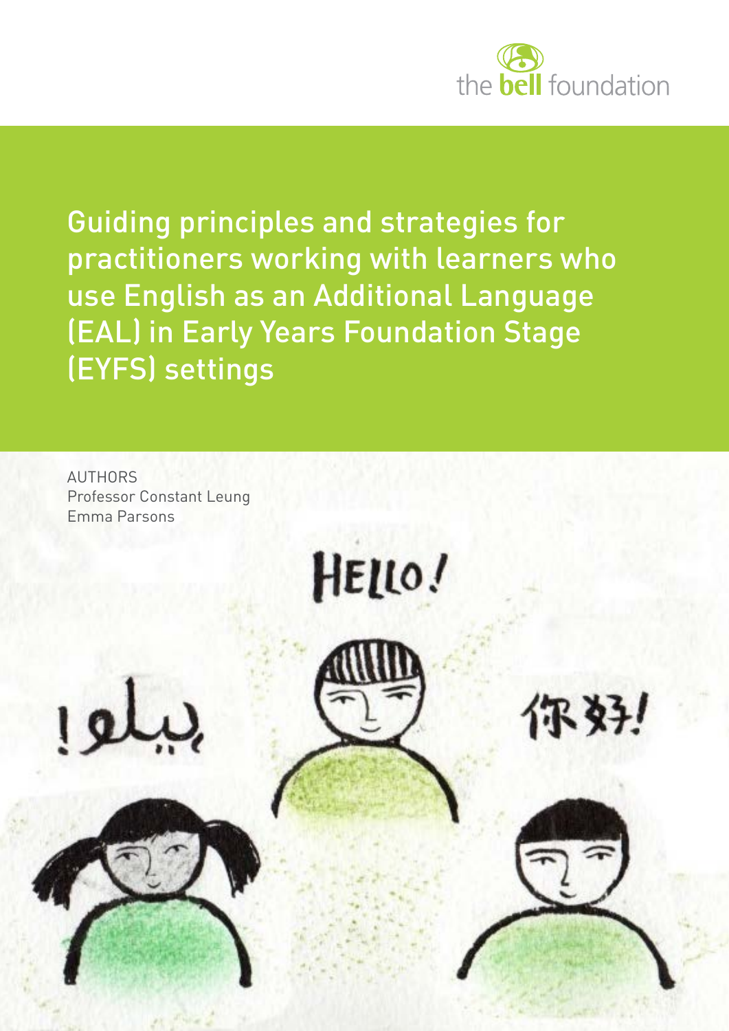the bell foundation

# Guiding principles and strategies for practitioners working with learners who use English as an Additional Language (EAL) in Early Years Foundation Stage (EYFS) settings

AUTHORS
Professor Constant Leung
Emma Parsons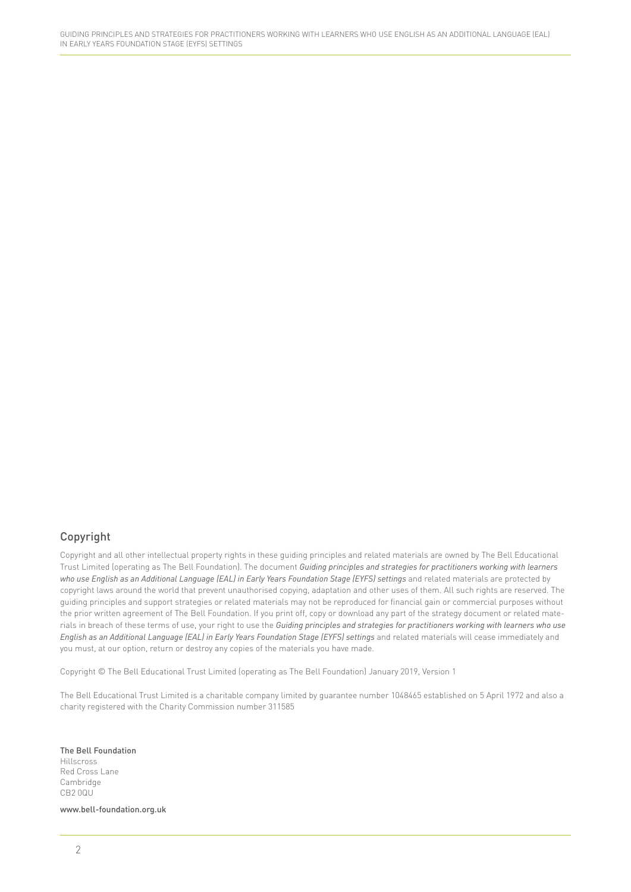## Copyright

Copyright and all other intellectual property rights in these guiding principles and related materials are owned by The Bell Educational Trust Limited (operating as The Bell Foundation). The document *Guiding principles and strategies for practitioners working with learners who use English as an Additional Language (EAL) in Early Years Foundation Stage (EYFS) settings* and related materials are protected by copyright laws around the world that prevent unauthorised copying, adaptation and other uses of them. All such rights are reserved. The guiding principles and support strategies or related materials may not be reproduced for financial gain or commercial purposes without the prior written agreement of The Bell Foundation. If you print off, copy or download any part of the strategy document or related materials in breach of these terms of use, your right to use the *Guiding principles and strategies for practitioners working with learners who use English as an Additional Language (EAL) in Early Years Foundation Stage (EYFS) settings* and related materials will cease immediately and you must, at our option, return or destroy any copies of the materials you have made.

Copyright © The Bell Educational Trust Limited (operating as The Bell Foundation) January 2019, Version 1

The Bell Educational Trust Limited is a charitable company limited by guarantee number 1048465 established on 5 April 1972 and also a charity registered with the Charity Commission number 311585

The Bell Foundation
Hillscross
Red Cross Lane
Cambridge
CB2 0QU

www.bell-foundation.org.uk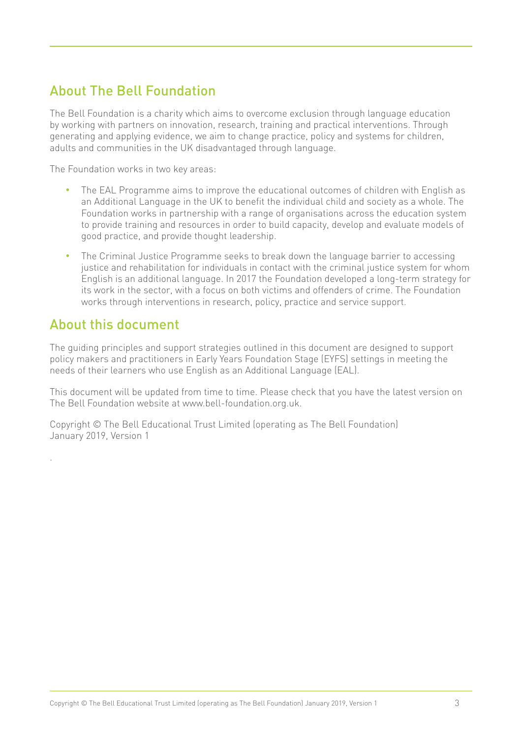## About The Bell Foundation

The Bell Foundation is a charity which aims to overcome exclusion through language education by working with partners on innovation, research, training and practical interventions. Through generating and applying evidence, we aim to change practice, policy and systems for children, adults and communities in the UK disadvantaged through language.

The Foundation works in two key areas:

- The EAL Programme aims to improve the educational outcomes of children with English as an Additional Language in the UK to benefit the individual child and society as a whole. The Foundation works in partnership with a range of organisations across the education system to provide training and resources in order to build capacity, develop and evaluate models of good practice, and provide thought leadership.
- The Criminal Justice Programme seeks to break down the language barrier to accessing justice and rehabilitation for individuals in contact with the criminal justice system for whom English is an additional language. In 2017 the Foundation developed a long-term strategy for its work in the sector, with a focus on both victims and offenders of crime. The Foundation works through interventions in research, policy, practice and service support.

## About this document

The guiding principles and support strategies outlined in this document are designed to support policy makers and practitioners in Early Years Foundation Stage (EYFS) settings in meeting the needs of their learners who use English as an Additional Language (EAL).

This document will be updated from time to time. Please check that you have the latest version on The Bell Foundation website at www.bell-foundation.org.uk.

Copyright © The Bell Educational Trust Limited (operating as The Bell Foundation)
January 2019, Version 1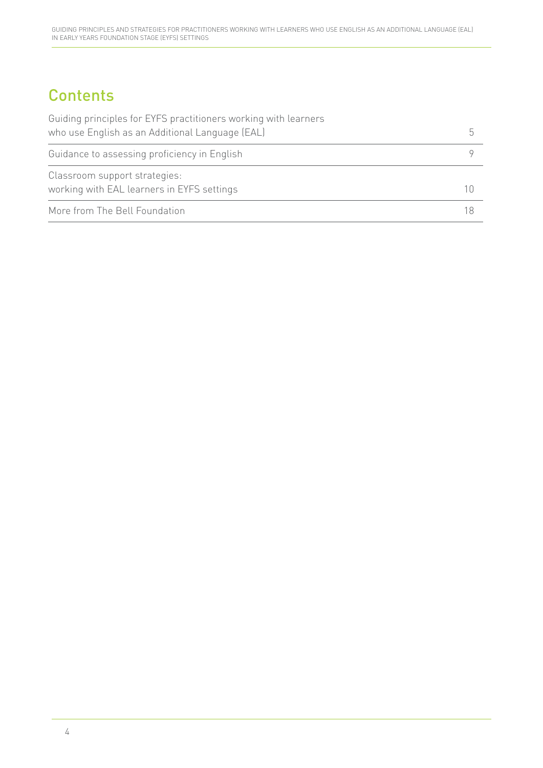## Contents

| | |
|---|---|
| Guiding principles for EYFS practitioners working with learners who use English as an Additional Language (EAL) | 5 |
| Guidance to assessing proficiency in English | 9 |
| Classroom support strategies: working with EAL learners in EYFS settings | 10 |
| More from The Bell Foundation | 18 |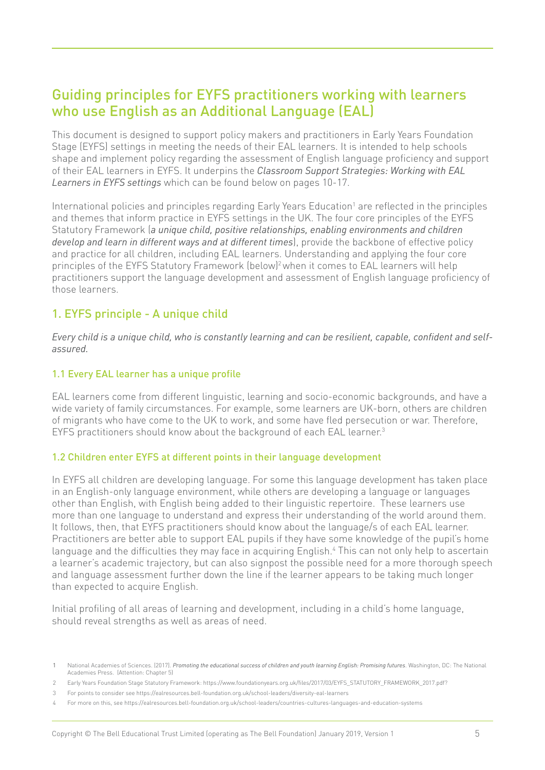## Guiding principles for EYFS practitioners working with learners who use English as an Additional Language (EAL)

This document is designed to support policy makers and practitioners in Early Years Foundation Stage (EYFS) settings in meeting the needs of their EAL learners. It is intended to help schools shape and implement policy regarding the assessment of English language proficiency and support of their EAL learners in EYFS. It underpins the *Classroom Support Strategies: Working with EAL Learners in EYFS settings* which can be found below on pages 10-17.

International policies and principles regarding Early Years Education[1] are reflected in the principles and themes that inform practice in EYFS settings in the UK. The four core principles of the EYFS Statutory Framework (*a unique child, positive relationships, enabling environments and children develop and learn in different ways and at different times*), provide the backbone of effective policy and practice for all children, including EAL learners. Understanding and applying the four core principles of the EYFS Statutory Framework (below)[2] when it comes to EAL learners will help practitioners support the language development and assessment of English language proficiency of those learners.

### 1. EYFS principle - A unique child

*Every child is a unique child, who is constantly learning and can be resilient, capable, confident and self-assured.*

#### 1.1 Every EAL learner has a unique profile

EAL learners come from different linguistic, learning and socio-economic backgrounds, and have a wide variety of family circumstances. For example, some learners are UK-born, others are children of migrants who have come to the UK to work, and some have fled persecution or war. Therefore, EYFS practitioners should know about the background of each EAL learner.[3]

#### 1.2 Children enter EYFS at different points in their language development

In EYFS all children are developing language. For some this language development has taken place in an English-only language environment, while others are developing a language or languages other than English, with English being added to their linguistic repertoire. These learners use more than one language to understand and express their understanding of the world around them. It follows, then, that EYFS practitioners should know about the language/s of each EAL learner. Practitioners are better able to support EAL pupils if they have some knowledge of the pupil's home language and the difficulties they may face in acquiring English.[4] This can not only help to ascertain a learner's academic trajectory, but can also signpost the possible need for a more thorough speech and language assessment further down the line if the learner appears to be taking much longer than expected to acquire English.

Initial profiling of all areas of learning and development, including in a child's home language, should reveal strengths as well as areas of need.

---

1 National Academies of Sciences. (2017). *Promoting the educational success of children and youth learning English: Promising futures*. Washington, DC: The National Academies Press. (Attention: Chapter 5)

2 Early Years Foundation Stage Statutory Framework: https://www.foundationyears.org.uk/files/2017/03/EYFS_STATUTORY_FRAMEWORK_2017.pdf?

3 For points to consider see https://ealresources.bell-foundation.org.uk/school-leaders/diversity-eal-learners

4 For more on this, see https://ealresources.bell-foundation.org.uk/school-leaders/countries-cultures-languages-and-education-systems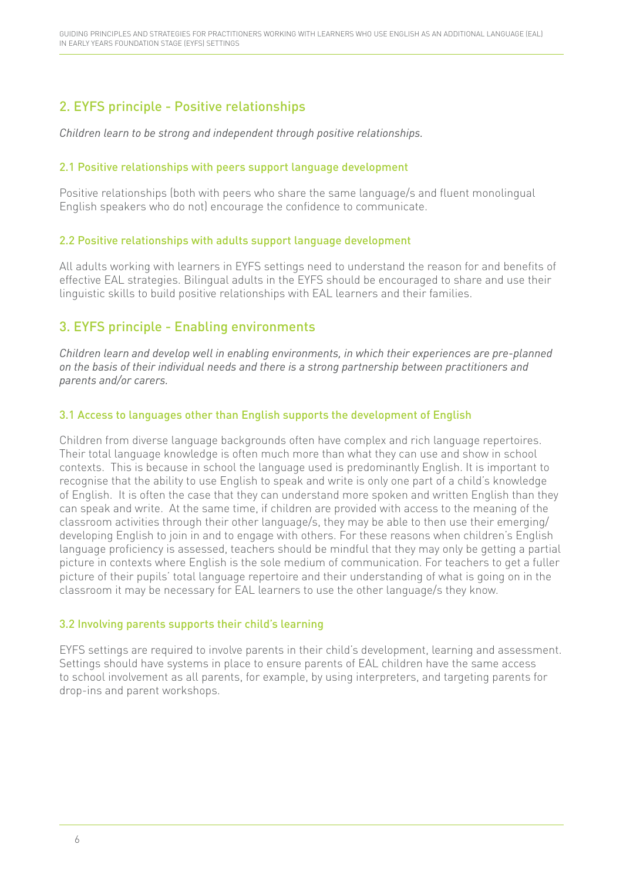## 2. EYFS principle - Positive relationships

*Children learn to be strong and independent through positive relationships.*

### 2.1 Positive relationships with peers support language development

Positive relationships (both with peers who share the same language/s and fluent monolingual English speakers who do not) encourage the confidence to communicate.

### 2.2 Positive relationships with adults support language development

All adults working with learners in EYFS settings need to understand the reason for and benefits of effective EAL strategies. Bilingual adults in the EYFS should be encouraged to share and use their linguistic skills to build positive relationships with EAL learners and their families.

## 3. EYFS principle - Enabling environments

*Children learn and develop well in enabling environments, in which their experiences are pre-planned on the basis of their individual needs and there is a strong partnership between practitioners and parents and/or carers.*

### 3.1 Access to languages other than English supports the development of English

Children from diverse language backgrounds often have complex and rich language repertoires. Their total language knowledge is often much more than what they can use and show in school contexts. This is because in school the language used is predominantly English. It is important to recognise that the ability to use English to speak and write is only one part of a child's knowledge of English. It is often the case that they can understand more spoken and written English than they can speak and write. At the same time, if children are provided with access to the meaning of the classroom activities through their other language/s, they may be able to then use their emerging/developing English to join in and to engage with others. For these reasons when children's English language proficiency is assessed, teachers should be mindful that they may only be getting a partial picture in contexts where English is the sole medium of communication. For teachers to get a fuller picture of their pupils' total language repertoire and their understanding of what is going on in the classroom it may be necessary for EAL learners to use the other language/s they know.

### 3.2 Involving parents supports their child's learning

EYFS settings are required to involve parents in their child's development, learning and assessment. Settings should have systems in place to ensure parents of EAL children have the same access to school involvement as all parents, for example, by using interpreters, and targeting parents for drop-ins and parent workshops.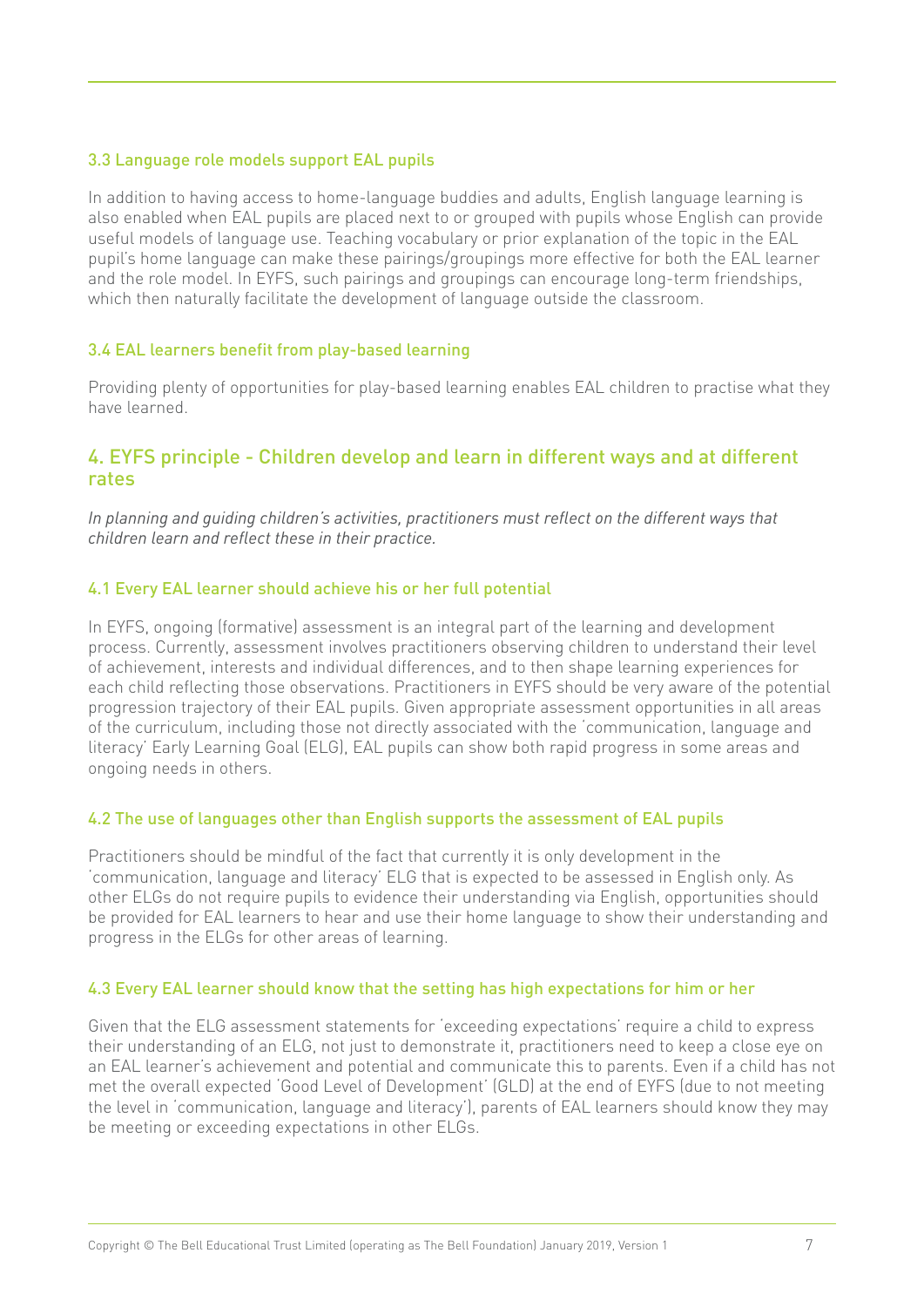### 3.3 Language role models support EAL pupils

In addition to having access to home-language buddies and adults, English language learning is also enabled when EAL pupils are placed next to or grouped with pupils whose English can provide useful models of language use. Teaching vocabulary or prior explanation of the topic in the EAL pupil's home language can make these pairings/groupings more effective for both the EAL learner and the role model. In EYFS, such pairings and groupings can encourage long-term friendships, which then naturally facilitate the development of language outside the classroom.

### 3.4 EAL learners benefit from play-based learning

Providing plenty of opportunities for play-based learning enables EAL children to practise what they have learned.

## 4. EYFS principle - Children develop and learn in different ways and at different rates

*In planning and guiding children's activities, practitioners must reflect on the different ways that children learn and reflect these in their practice.*

### 4.1 Every EAL learner should achieve his or her full potential

In EYFS, ongoing (formative) assessment is an integral part of the learning and development process. Currently, assessment involves practitioners observing children to understand their level of achievement, interests and individual differences, and to then shape learning experiences for each child reflecting those observations. Practitioners in EYFS should be very aware of the potential progression trajectory of their EAL pupils. Given appropriate assessment opportunities in all areas of the curriculum, including those not directly associated with the 'communication, language and literacy' Early Learning Goal (ELG), EAL pupils can show both rapid progress in some areas and ongoing needs in others.

### 4.2 The use of languages other than English supports the assessment of EAL pupils

Practitioners should be mindful of the fact that currently it is only development in the 'communication, language and literacy' ELG that is expected to be assessed in English only. As other ELGs do not require pupils to evidence their understanding via English, opportunities should be provided for EAL learners to hear and use their home language to show their understanding and progress in the ELGs for other areas of learning.

### 4.3 Every EAL learner should know that the setting has high expectations for him or her

Given that the ELG assessment statements for 'exceeding expectations' require a child to express their understanding of an ELG, not just to demonstrate it, practitioners need to keep a close eye on an EAL learner's achievement and potential and communicate this to parents. Even if a child has not met the overall expected 'Good Level of Development' (GLD) at the end of EYFS (due to not meeting the level in 'communication, language and literacy'), parents of EAL learners should know they may be meeting or exceeding expectations in other ELGs.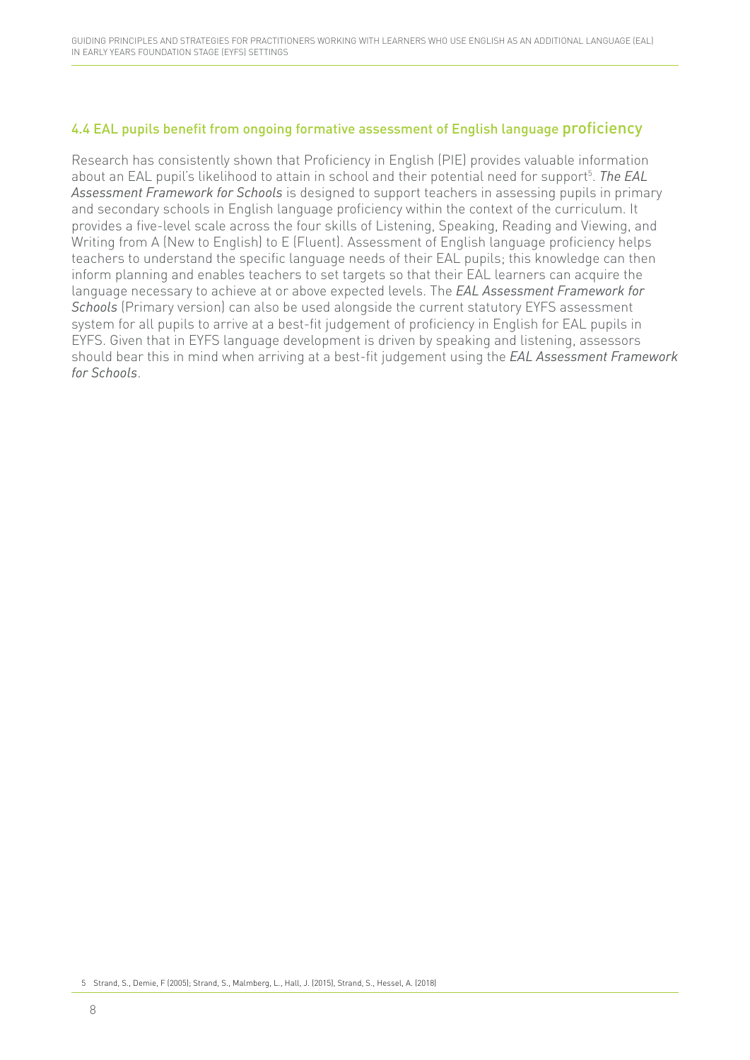### 4.4 EAL pupils benefit from ongoing formative assessment of English language proficiency

Research has consistently shown that Proficiency in English (PIE) provides valuable information about an EAL pupil's likelihood to attain in school and their potential need for support[5]. *The EAL Assessment Framework for Schools* is designed to support teachers in assessing pupils in primary and secondary schools in English language proficiency within the context of the curriculum. It provides a five-level scale across the four skills of Listening, Speaking, Reading and Viewing, and Writing from A (New to English) to E (Fluent). Assessment of English language proficiency helps teachers to understand the specific language needs of their EAL pupils; this knowledge can then inform planning and enables teachers to set targets so that their EAL learners can acquire the language necessary to achieve at or above expected levels. The *EAL Assessment Framework for Schools* (Primary version) can also be used alongside the current statutory EYFS assessment system for all pupils to arrive at a best-fit judgement of proficiency in English for EAL pupils in EYFS. Given that in EYFS language development is driven by speaking and listening, assessors should bear this in mind when arriving at a best-fit judgement using the *EAL Assessment Framework for Schools*.

5 Strand, S., Demie, F (2005); Strand, S., Malmberg, L., Hall, J. (2015), Strand, S., Hessel, A. (2018)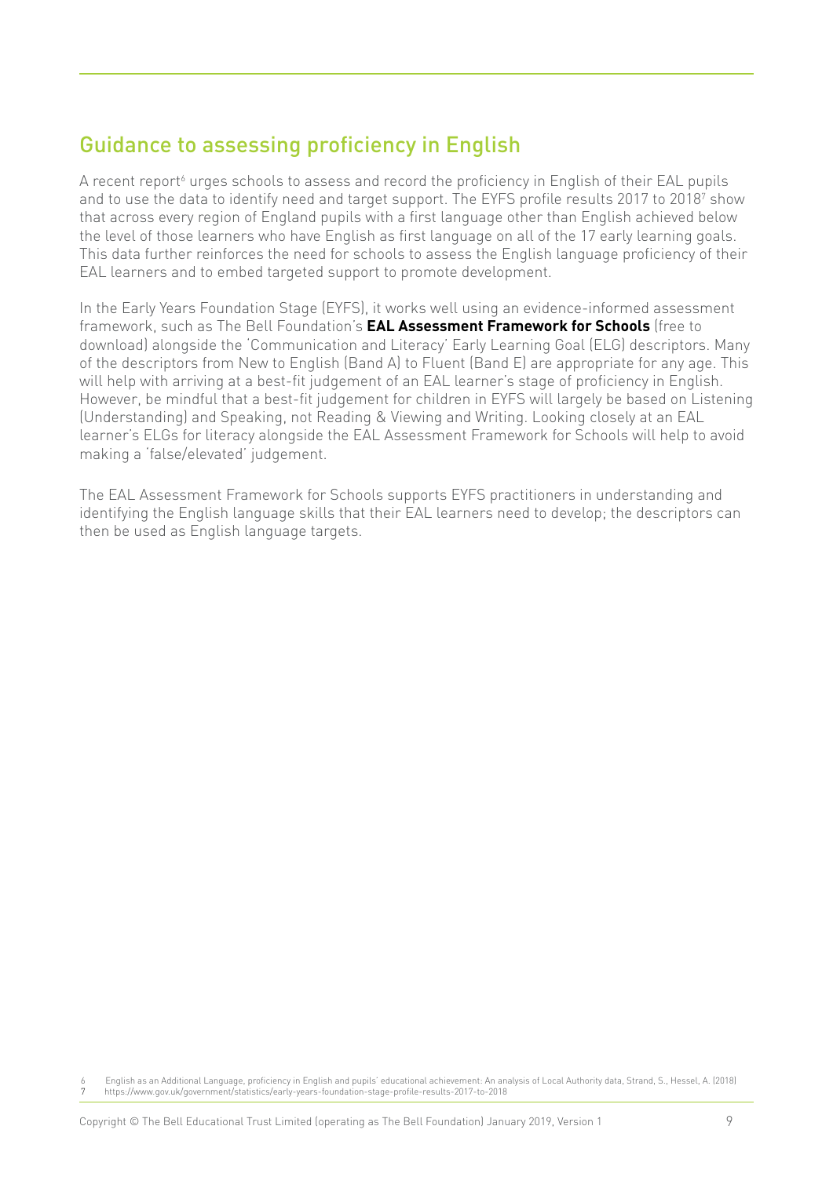## Guidance to assessing proficiency in English

A recent report[6] urges schools to assess and record the proficiency in English of their EAL pupils and to use the data to identify need and target support. The EYFS profile results 2017 to 2018[7] show that across every region of England pupils with a first language other than English achieved below the level of those learners who have English as first language on all of the 17 early learning goals. This data further reinforces the need for schools to assess the English language proficiency of their EAL learners and to embed targeted support to promote development.

In the Early Years Foundation Stage (EYFS), it works well using an evidence-informed assessment framework, such as The Bell Foundation's **EAL Assessment Framework for Schools** (free to download) alongside the 'Communication and Literacy' Early Learning Goal (ELG) descriptors. Many of the descriptors from New to English (Band A) to Fluent (Band E) are appropriate for any age. This will help with arriving at a best-fit judgement of an EAL learner's stage of proficiency in English. However, be mindful that a best-fit judgement for children in EYFS will largely be based on Listening (Understanding) and Speaking, not Reading & Viewing and Writing. Looking closely at an EAL learner's ELGs for literacy alongside the EAL Assessment Framework for Schools will help to avoid making a 'false/elevated' judgement.

The EAL Assessment Framework for Schools supports EYFS practitioners in understanding and identifying the English language skills that their EAL learners need to develop; the descriptors can then be used as English language targets.

6 English as an Additional Language, proficiency in English and pupils' educational achievement: An analysis of Local Authority data, Strand, S., Hessel, A. (2018)
7 https://www.gov.uk/government/statistics/early-years-foundation-stage-profile-results-2017-to-2018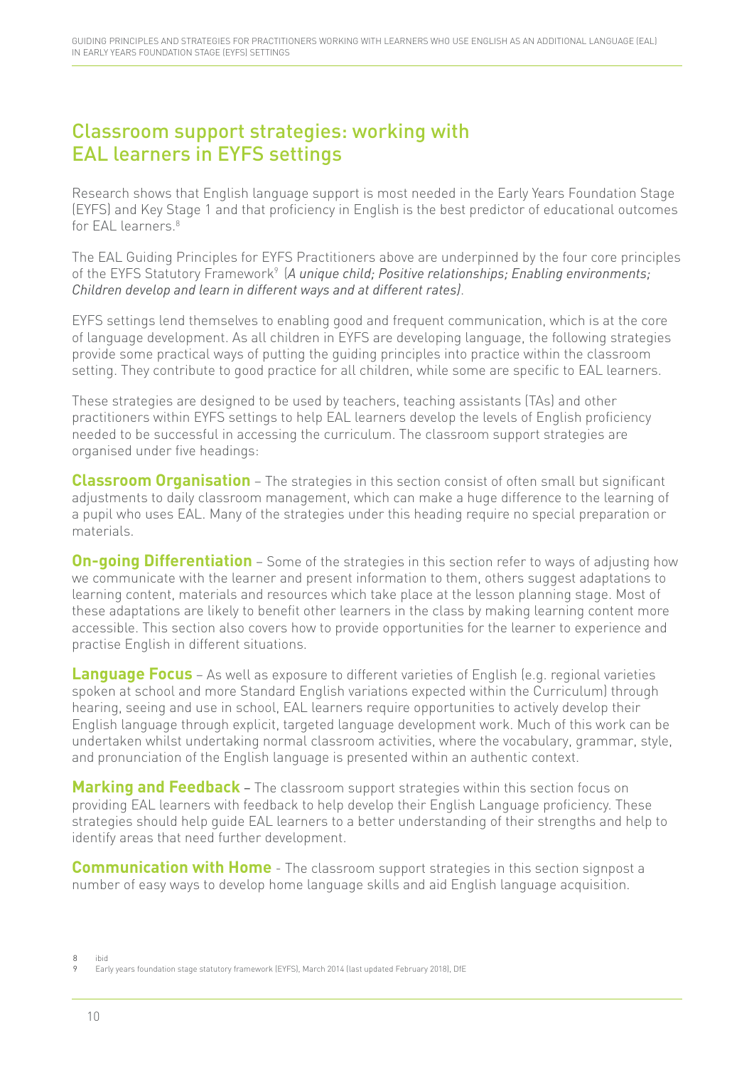## Classroom support strategies: working with EAL learners in EYFS settings

Research shows that English language support is most needed in the Early Years Foundation Stage (EYFS) and Key Stage 1 and that proficiency in English is the best predictor of educational outcomes for EAL learners.[8]

The EAL Guiding Principles for EYFS Practitioners above are underpinned by the four core principles of the EYFS Statutory Framework[9] (*A unique child; Positive relationships; Enabling environments; Children develop and learn in different ways and at different rates)*.

EYFS settings lend themselves to enabling good and frequent communication, which is at the core of language development. As all children in EYFS are developing language, the following strategies provide some practical ways of putting the guiding principles into practice within the classroom setting. They contribute to good practice for all children, while some are specific to EAL learners.

These strategies are designed to be used by teachers, teaching assistants (TAs) and other practitioners within EYFS settings to help EAL learners develop the levels of English proficiency needed to be successful in accessing the curriculum. The classroom support strategies are organised under five headings:

**Classroom Organisation** – The strategies in this section consist of often small but significant adjustments to daily classroom management, which can make a huge difference to the learning of a pupil who uses EAL. Many of the strategies under this heading require no special preparation or materials.

**On-going Differentiation** – Some of the strategies in this section refer to ways of adjusting how we communicate with the learner and present information to them, others suggest adaptations to learning content, materials and resources which take place at the lesson planning stage. Most of these adaptations are likely to benefit other learners in the class by making learning content more accessible. This section also covers how to provide opportunities for the learner to experience and practise English in different situations.

**Language Focus** – As well as exposure to different varieties of English (e.g. regional varieties spoken at school and more Standard English variations expected within the Curriculum) through hearing, seeing and use in school, EAL learners require opportunities to actively develop their English language through explicit, targeted language development work. Much of this work can be undertaken whilst undertaking normal classroom activities, where the vocabulary, grammar, style, and pronunciation of the English language is presented within an authentic context.

**Marking and Feedback** – The classroom support strategies within this section focus on providing EAL learners with feedback to help develop their English Language proficiency. These strategies should help guide EAL learners to a better understanding of their strengths and help to identify areas that need further development.

**Communication with Home** - The classroom support strategies in this section signpost a number of easy ways to develop home language skills and aid English language acquisition.

8 ibid
9 Early years foundation stage statutory framework (EYFS), March 2014 (last updated February 2018), DfE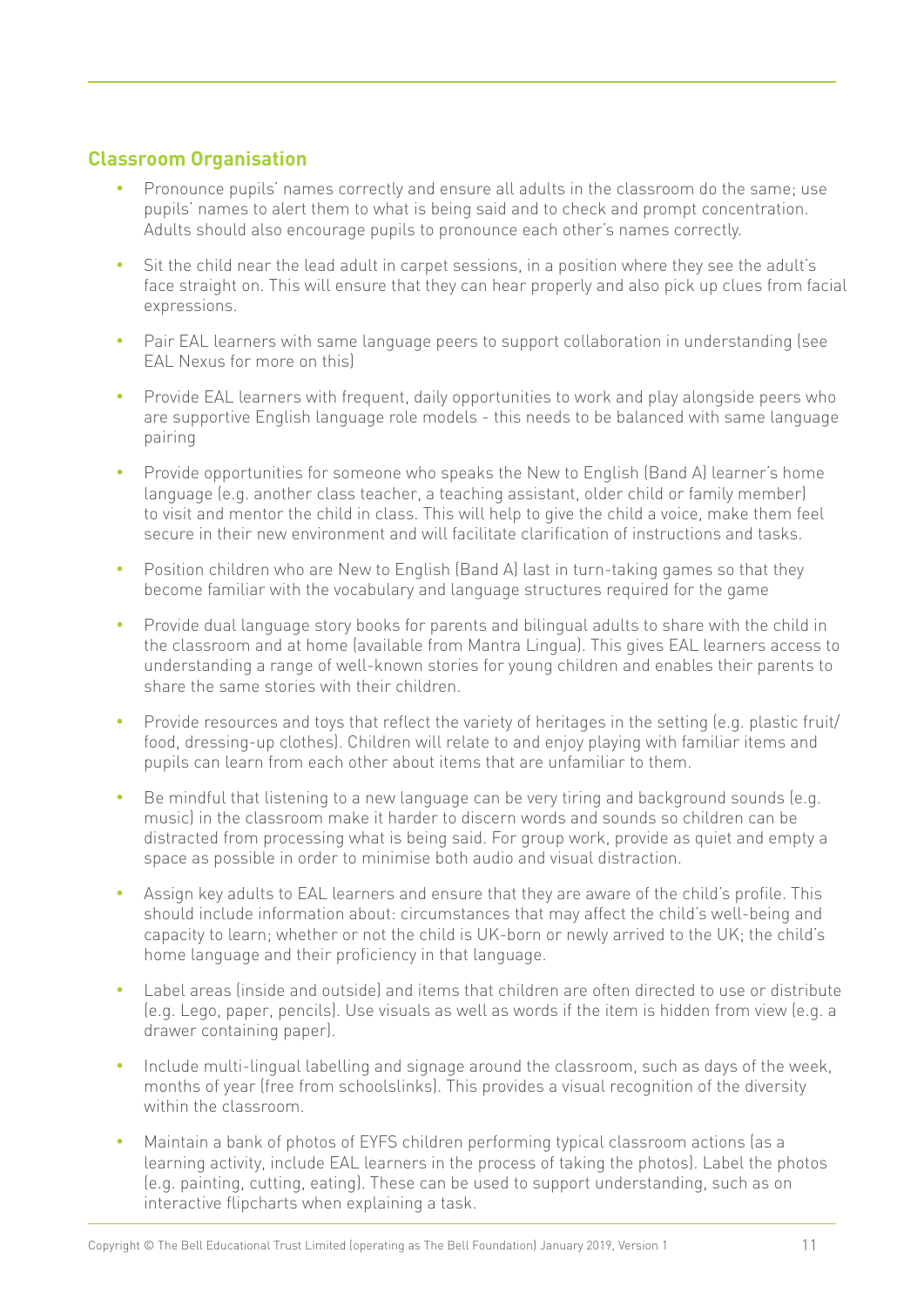## Classroom Organisation

- Pronounce pupils' names correctly and ensure all adults in the classroom do the same; use pupils' names to alert them to what is being said and to check and prompt concentration. Adults should also encourage pupils to pronounce each other's names correctly.
- Sit the child near the lead adult in carpet sessions, in a position where they see the adult's face straight on. This will ensure that they can hear properly and also pick up clues from facial expressions.
- Pair EAL learners with same language peers to support collaboration in understanding (see EAL Nexus for more on this)
- Provide EAL learners with frequent, daily opportunities to work and play alongside peers who are supportive English language role models - this needs to be balanced with same language pairing
- Provide opportunities for someone who speaks the New to English (Band A) learner's home language (e.g. another class teacher, a teaching assistant, older child or family member) to visit and mentor the child in class. This will help to give the child a voice, make them feel secure in their new environment and will facilitate clarification of instructions and tasks.
- Position children who are New to English (Band A) last in turn-taking games so that they become familiar with the vocabulary and language structures required for the game
- Provide dual language story books for parents and bilingual adults to share with the child in the classroom and at home (available from Mantra Lingua). This gives EAL learners access to understanding a range of well-known stories for young children and enables their parents to share the same stories with their children.
- Provide resources and toys that reflect the variety of heritages in the setting (e.g. plastic fruit/food, dressing-up clothes). Children will relate to and enjoy playing with familiar items and pupils can learn from each other about items that are unfamiliar to them.
- Be mindful that listening to a new language can be very tiring and background sounds (e.g. music) in the classroom make it harder to discern words and sounds so children can be distracted from processing what is being said. For group work, provide as quiet and empty a space as possible in order to minimise both audio and visual distraction.
- Assign key adults to EAL learners and ensure that they are aware of the child's profile. This should include information about: circumstances that may affect the child's well-being and capacity to learn; whether or not the child is UK-born or newly arrived to the UK; the child's home language and their proficiency in that language.
- Label areas (inside and outside) and items that children are often directed to use or distribute (e.g. Lego, paper, pencils). Use visuals as well as words if the item is hidden from view (e.g. a drawer containing paper).
- Include multi-lingual labelling and signage around the classroom, such as days of the week, months of year (free from schoolslinks). This provides a visual recognition of the diversity within the classroom.
- Maintain a bank of photos of EYFS children performing typical classroom actions (as a learning activity, include EAL learners in the process of taking the photos). Label the photos (e.g. painting, cutting, eating). These can be used to support understanding, such as on interactive flipcharts when explaining a task.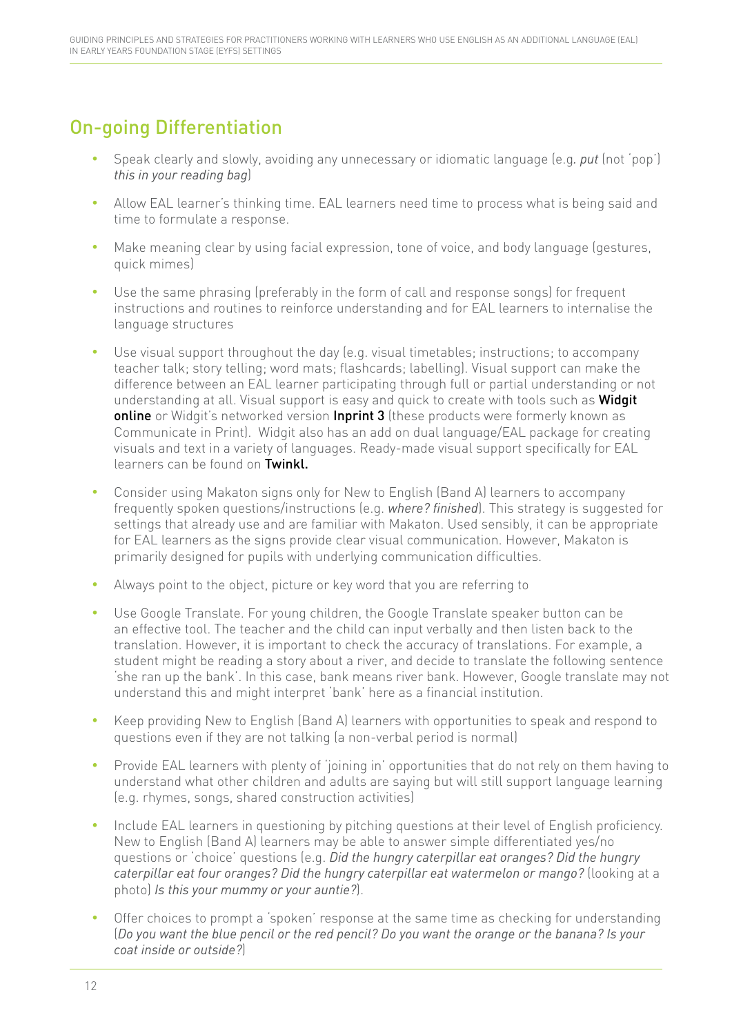## On-going Differentiation

- Speak clearly and slowly, avoiding any unnecessary or idiomatic language (e.g. *put* (not 'pop') *this in your reading bag*)
- Allow EAL learner's thinking time. EAL learners need time to process what is being said and time to formulate a response.
- Make meaning clear by using facial expression, tone of voice, and body language (gestures, quick mimes)
- Use the same phrasing (preferably in the form of call and response songs) for frequent instructions and routines to reinforce understanding and for EAL learners to internalise the language structures
- Use visual support throughout the day (e.g. visual timetables; instructions; to accompany teacher talk; story telling; word mats; flashcards; labelling). Visual support can make the difference between an EAL learner participating through full or partial understanding or not understanding at all. Visual support is easy and quick to create with tools such as **Widgit online** or Widgit's networked version **Inprint 3** (these products were formerly known as Communicate in Print). Widgit also has an add on dual language/EAL package for creating visuals and text in a variety of languages. Ready-made visual support specifically for EAL learners can be found on **Twinkl.**
- Consider using Makaton signs only for New to English (Band A) learners to accompany frequently spoken questions/instructions (e.g. *where? finished*). This strategy is suggested for settings that already use and are familiar with Makaton. Used sensibly, it can be appropriate for EAL learners as the signs provide clear visual communication. However, Makaton is primarily designed for pupils with underlying communication difficulties.
- Always point to the object, picture or key word that you are referring to
- Use Google Translate. For young children, the Google Translate speaker button can be an effective tool. The teacher and the child can input verbally and then listen back to the translation. However, it is important to check the accuracy of translations. For example, a student might be reading a story about a river, and decide to translate the following sentence 'she ran up the bank'. In this case, bank means river bank. However, Google translate may not understand this and might interpret 'bank' here as a financial institution.
- Keep providing New to English (Band A) learners with opportunities to speak and respond to questions even if they are not talking (a non-verbal period is normal)
- Provide EAL learners with plenty of 'joining in' opportunities that do not rely on them having to understand what other children and adults are saying but will still support language learning (e.g. rhymes, songs, shared construction activities)
- Include EAL learners in questioning by pitching questions at their level of English proficiency. New to English (Band A) learners may be able to answer simple differentiated yes/no questions or 'choice' questions (e.g. *Did the hungry caterpillar eat oranges? Did the hungry caterpillar eat four oranges? Did the hungry caterpillar eat watermelon or mango?* (looking at a photo) *Is this your mummy or your auntie?*).
- Offer choices to prompt a 'spoken' response at the same time as checking for understanding (*Do you want the blue pencil or the red pencil? Do you want the orange or the banana? Is your coat inside or outside?*)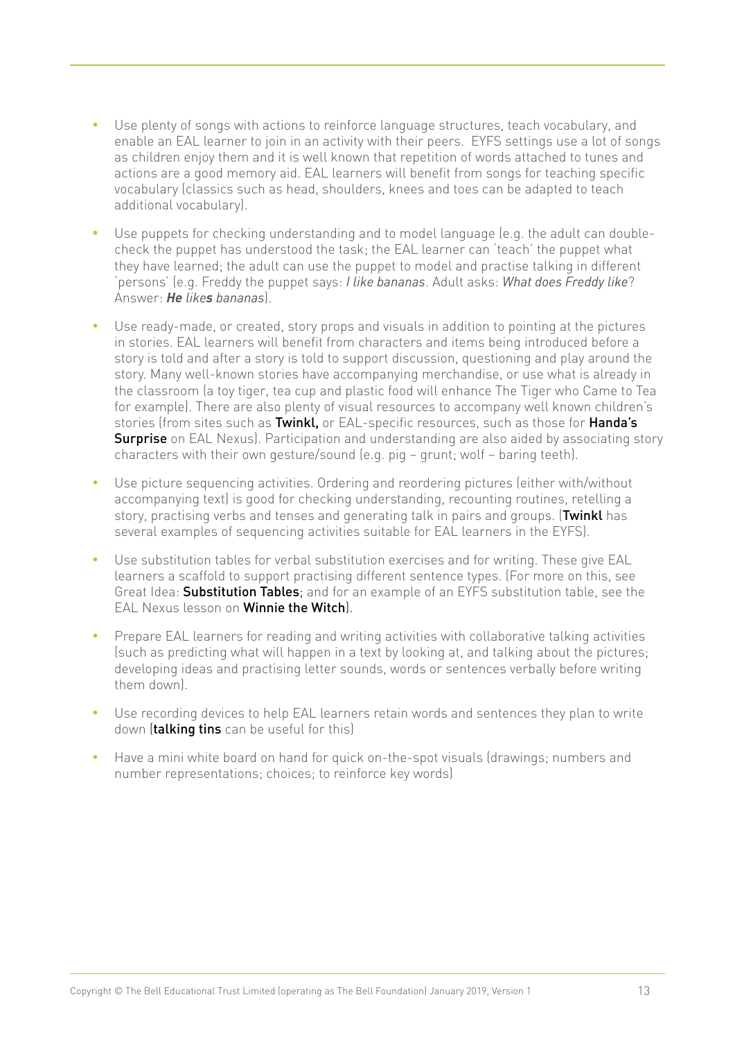- Use plenty of songs with actions to reinforce language structures, teach vocabulary, and enable an EAL learner to join in an activity with their peers. EYFS settings use a lot of songs as children enjoy them and it is well known that repetition of words attached to tunes and actions are a good memory aid. EAL learners will benefit from songs for teaching specific vocabulary (classics such as head, shoulders, knees and toes can be adapted to teach additional vocabulary).

- Use puppets for checking understanding and to model language (e.g. the adult can double-check the puppet has understood the task; the EAL learner can 'teach' the puppet what they have learned; the adult can use the puppet to model and practise talking in different 'persons' (e.g. Freddy the puppet says: *I like bananas*. Adult asks: *What does Freddy like*? Answer: ***He** like**s** bananas*).

- Use ready-made, or created, story props and visuals in addition to pointing at the pictures in stories. EAL learners will benefit from characters and items being introduced before a story is told and after a story is told to support discussion, questioning and play around the story. Many well-known stories have accompanying merchandise, or use what is already in the classroom (a toy tiger, tea cup and plastic food will enhance The Tiger who Came to Tea for example). There are also plenty of visual resources to accompany well known children's stories (from sites such as **Twinkl,** or EAL-specific resources, such as those for **Handa's Surprise** on EAL Nexus). Participation and understanding are also aided by associating story characters with their own gesture/sound (e.g. pig – grunt; wolf – baring teeth).

- Use picture sequencing activities. Ordering and reordering pictures (either with/without accompanying text) is good for checking understanding, recounting routines, retelling a story, practising verbs and tenses and generating talk in pairs and groups. (**Twinkl** has several examples of sequencing activities suitable for EAL learners in the EYFS).

- Use substitution tables for verbal substitution exercises and for writing. These give EAL learners a scaffold to support practising different sentence types. (For more on this, see Great Idea: **Substitution Tables**; and for an example of an EYFS substitution table, see the EAL Nexus lesson on **Winnie the Witch**).

- Prepare EAL learners for reading and writing activities with collaborative talking activities (such as predicting what will happen in a text by looking at, and talking about the pictures; developing ideas and practising letter sounds, words or sentences verbally before writing them down).

- Use recording devices to help EAL learners retain words and sentences they plan to write down (**talking tins** can be useful for this)

- Have a mini white board on hand for quick on-the-spot visuals (drawings; numbers and number representations; choices; to reinforce key words)

Copyright © The Bell Educational Trust Limited (operating as The Bell Foundation) January 2019, Version 1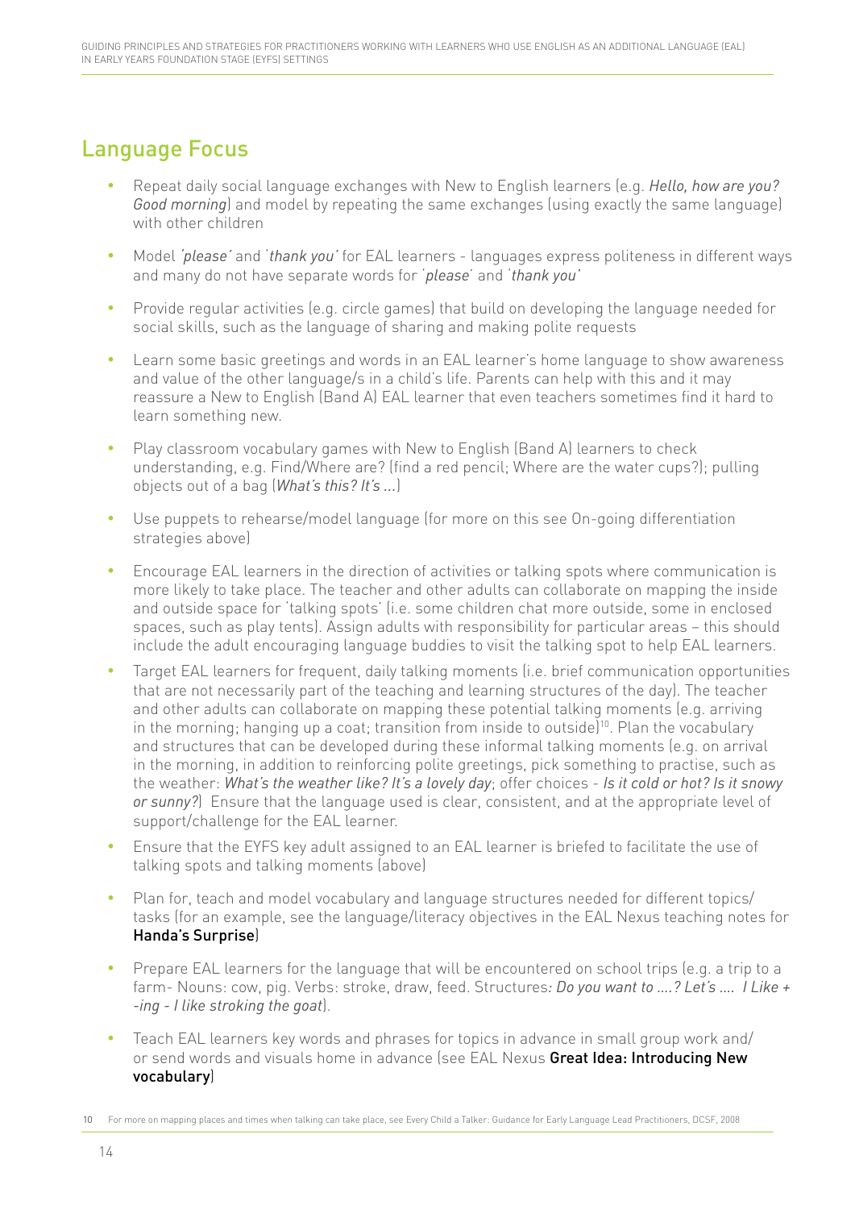## Language Focus

- Repeat daily social language exchanges with New to English learners (e.g. *Hello, how are you? Good morning*) and model by repeating the same exchanges (using exactly the same language) with other children
- Model *'please'* and '*thank you'* for EAL learners - languages express politeness in different ways and many do not have separate words for '*please*' and '*thank you*'
- Provide regular activities (e.g. circle games) that build on developing the language needed for social skills, such as the language of sharing and making polite requests
- Learn some basic greetings and words in an EAL learner's home language to show awareness and value of the other language/s in a child's life. Parents can help with this and it may reassure a New to English (Band A) EAL learner that even teachers sometimes find it hard to learn something new.
- Play classroom vocabulary games with New to English (Band A) learners to check understanding, e.g. Find/Where are? (find a red pencil; Where are the water cups?); pulling objects out of a bag (*What's this? It's …*)
- Use puppets to rehearse/model language (for more on this see On-going differentiation strategies above)
- Encourage EAL learners in the direction of activities or talking spots where communication is more likely to take place. The teacher and other adults can collaborate on mapping the inside and outside space for 'talking spots' (i.e. some children chat more outside, some in enclosed spaces, such as play tents). Assign adults with responsibility for particular areas – this should include the adult encouraging language buddies to visit the talking spot to help EAL learners.
- Target EAL learners for frequent, daily talking moments (i.e. brief communication opportunities that are not necessarily part of the teaching and learning structures of the day). The teacher and other adults can collaborate on mapping these potential talking moments (e.g. arriving in the morning; hanging up a coat; transition from inside to outside)[10]. Plan the vocabulary and structures that can be developed during these informal talking moments (e.g. on arrival in the morning, in addition to reinforcing polite greetings, pick something to practise, such as the weather: *What's the weather like? It's a lovely day*; offer choices - *Is it cold or hot? Is it snowy or sunny?*) Ensure that the language used is clear, consistent, and at the appropriate level of support/challenge for the EAL learner.
- Ensure that the EYFS key adult assigned to an EAL learner is briefed to facilitate the use of talking spots and talking moments (above)
- Plan for, teach and model vocabulary and language structures needed for different topics/tasks (for an example, see the language/literacy objectives in the EAL Nexus teaching notes for **Handa's Surprise**)
- Prepare EAL learners for the language that will be encountered on school trips (e.g. a trip to a farm- Nouns: cow, pig. Verbs: stroke, draw, feed. Structures*: Do you want to ….? Let's …. I Like + -ing - I like stroking the goat*).
- Teach EAL learners key words and phrases for topics in advance in small group work and/or send words and visuals home in advance (see EAL Nexus **Great Idea: Introducing New vocabulary**)

[10] For more on mapping places and times when talking can take place, see Every Child a Talker: Guidance for Early Language Lead Practitioners, DCSF, 2008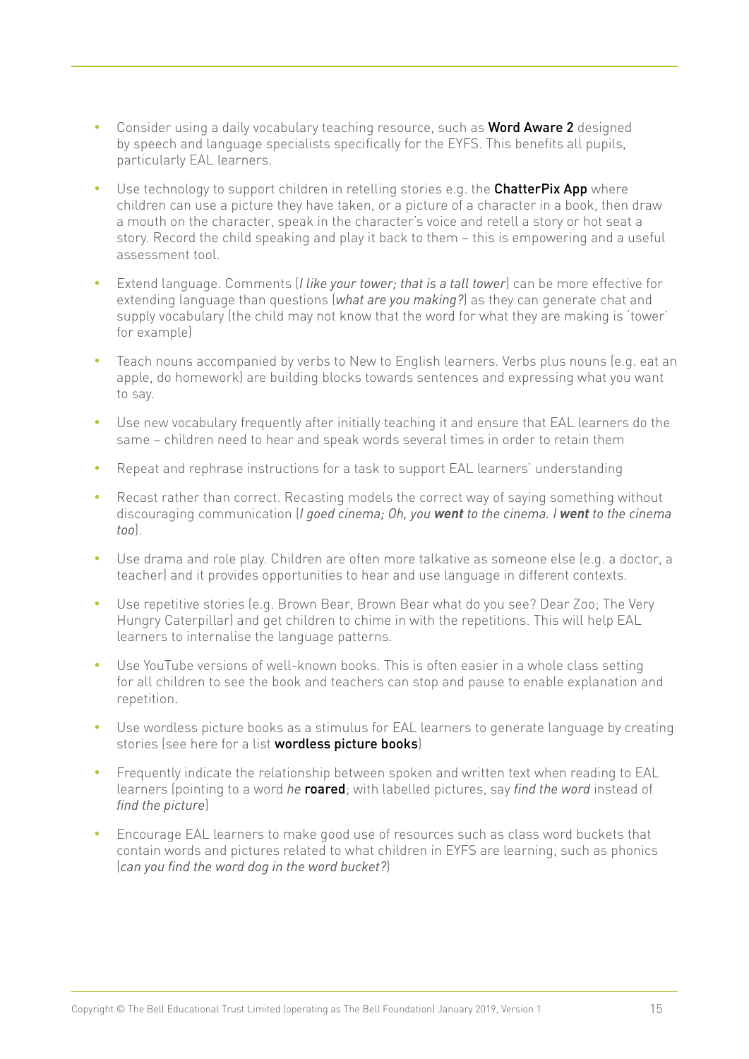- Consider using a daily vocabulary teaching resource, such as **Word Aware 2** designed by speech and language specialists specifically for the EYFS. This benefits all pupils, particularly EAL learners.
- Use technology to support children in retelling stories e.g. the **ChatterPix App** where children can use a picture they have taken, or a picture of a character in a book, then draw a mouth on the character, speak in the character's voice and retell a story or hot seat a story. Record the child speaking and play it back to them – this is empowering and a useful assessment tool.
- Extend language. Comments (*I like your tower; that is a tall tower*) can be more effective for extending language than questions (*what are you making?*) as they can generate chat and supply vocabulary (the child may not know that the word for what they are making is 'tower' for example)
- Teach nouns accompanied by verbs to New to English learners. Verbs plus nouns (e.g. eat an apple, do homework) are building blocks towards sentences and expressing what you want to say.
- Use new vocabulary frequently after initially teaching it and ensure that EAL learners do the same – children need to hear and speak words several times in order to retain them
- Repeat and rephrase instructions for a task to support EAL learners' understanding
- Recast rather than correct. Recasting models the correct way of saying something without discouraging communication (*I goed cinema; Oh, you **went** to the cinema. I **went** to the cinema too*).
- Use drama and role play. Children are often more talkative as someone else (e.g. a doctor, a teacher) and it provides opportunities to hear and use language in different contexts.
- Use repetitive stories (e.g. Brown Bear, Brown Bear what do you see? Dear Zoo; The Very Hungry Caterpillar) and get children to chime in with the repetitions. This will help EAL learners to internalise the language patterns.
- Use YouTube versions of well-known books. This is often easier in a whole class setting for all children to see the book and teachers can stop and pause to enable explanation and repetition.
- Use wordless picture books as a stimulus for EAL learners to generate language by creating stories (see here for a list **wordless picture books**)
- Frequently indicate the relationship between spoken and written text when reading to EAL learners (pointing to a word *he* **roared**; with labelled pictures, say *find the word* instead of *find the picture*)
- Encourage EAL learners to make good use of resources such as class word buckets that contain words and pictures related to what children in EYFS are learning, such as phonics (*can you find the word dog in the word bucket?*)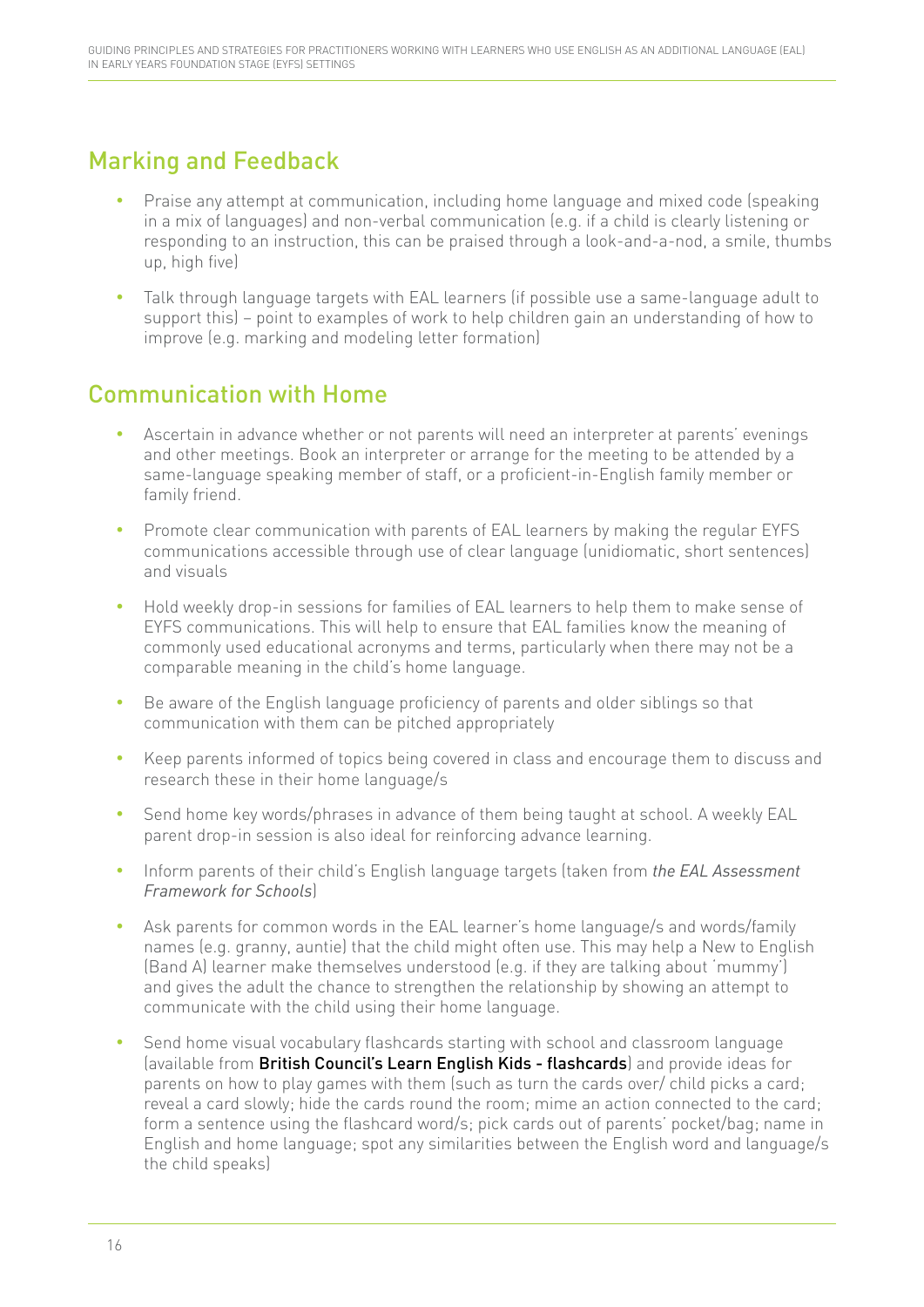## Marking and Feedback

- Praise any attempt at communication, including home language and mixed code (speaking in a mix of languages) and non-verbal communication (e.g. if a child is clearly listening or responding to an instruction, this can be praised through a look-and-a-nod, a smile, thumbs up, high five)
- Talk through language targets with EAL learners (if possible use a same-language adult to support this) – point to examples of work to help children gain an understanding of how to improve (e.g. marking and modeling letter formation)

## Communication with Home

- Ascertain in advance whether or not parents will need an interpreter at parents' evenings and other meetings. Book an interpreter or arrange for the meeting to be attended by a same-language speaking member of staff, or a proficient-in-English family member or family friend.
- Promote clear communication with parents of EAL learners by making the regular EYFS communications accessible through use of clear language (unidiomatic, short sentences) and visuals
- Hold weekly drop-in sessions for families of EAL learners to help them to make sense of EYFS communications. This will help to ensure that EAL families know the meaning of commonly used educational acronyms and terms, particularly when there may not be a comparable meaning in the child's home language.
- Be aware of the English language proficiency of parents and older siblings so that communication with them can be pitched appropriately
- Keep parents informed of topics being covered in class and encourage them to discuss and research these in their home language/s
- Send home key words/phrases in advance of them being taught at school. A weekly EAL parent drop-in session is also ideal for reinforcing advance learning.
- Inform parents of their child's English language targets (taken from *the EAL Assessment Framework for Schools*)
- Ask parents for common words in the EAL learner's home language/s and words/family names (e.g. granny, auntie) that the child might often use. This may help a New to English (Band A) learner make themselves understood (e.g. if they are talking about 'mummy') and gives the adult the chance to strengthen the relationship by showing an attempt to communicate with the child using their home language.
- Send home visual vocabulary flashcards starting with school and classroom language (available from **British Council's Learn English Kids - flashcards**) and provide ideas for parents on how to play games with them (such as turn the cards over/ child picks a card; reveal a card slowly; hide the cards round the room; mime an action connected to the card; form a sentence using the flashcard word/s; pick cards out of parents' pocket/bag; name in English and home language; spot any similarities between the English word and language/s the child speaks)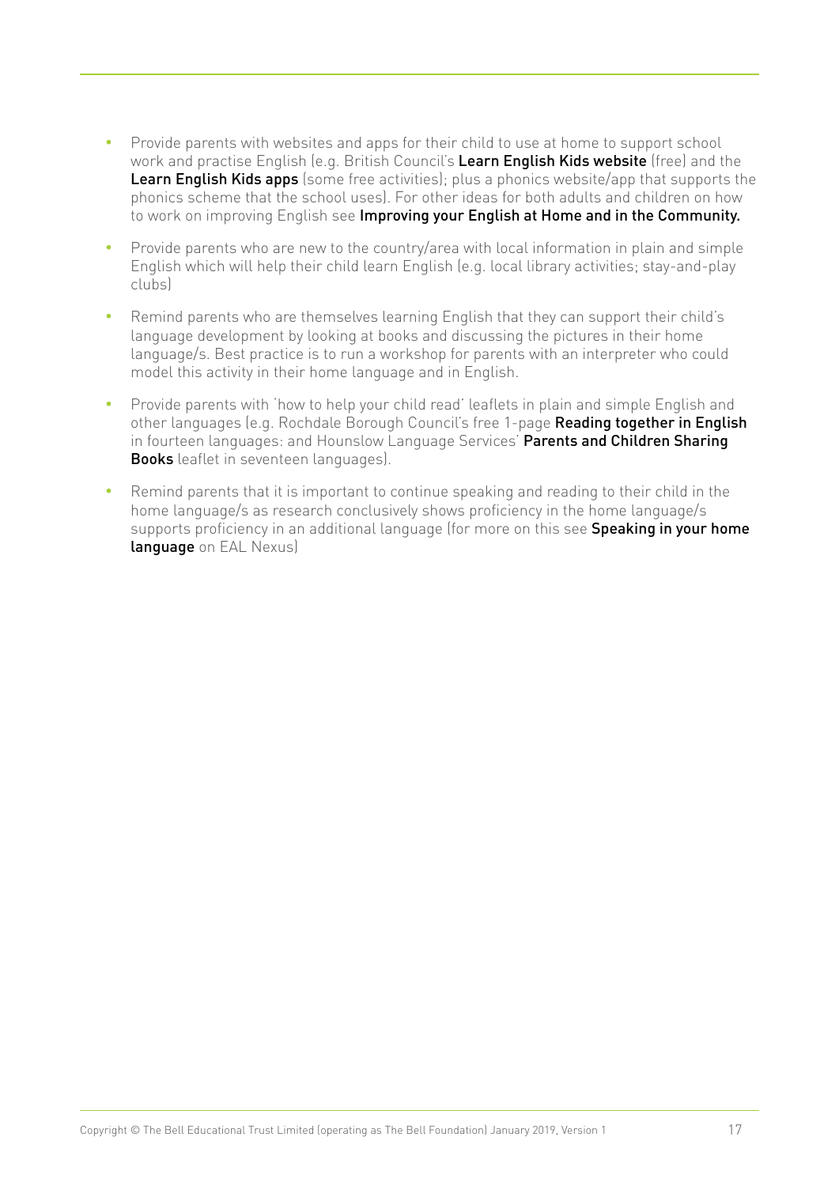- Provide parents with websites and apps for their child to use at home to support school work and practise English (e.g. British Council's **Learn English Kids website** (free) and the **Learn English Kids apps** (some free activities); plus a phonics website/app that supports the phonics scheme that the school uses). For other ideas for both adults and children on how to work on improving English see **Improving your English at Home and in the Community.**
- Provide parents who are new to the country/area with local information in plain and simple English which will help their child learn English (e.g. local library activities; stay-and-play clubs)
- Remind parents who are themselves learning English that they can support their child's language development by looking at books and discussing the pictures in their home language/s. Best practice is to run a workshop for parents with an interpreter who could model this activity in their home language and in English.
- Provide parents with 'how to help your child read' leaflets in plain and simple English and other languages (e.g. Rochdale Borough Council's free 1-page **Reading together in English** in fourteen languages: and Hounslow Language Services' **Parents and Children Sharing Books** leaflet in seventeen languages).
- Remind parents that it is important to continue speaking and reading to their child in the home language/s as research conclusively shows proficiency in the home language/s supports proficiency in an additional language (for more on this see **Speaking in your home language** on EAL Nexus)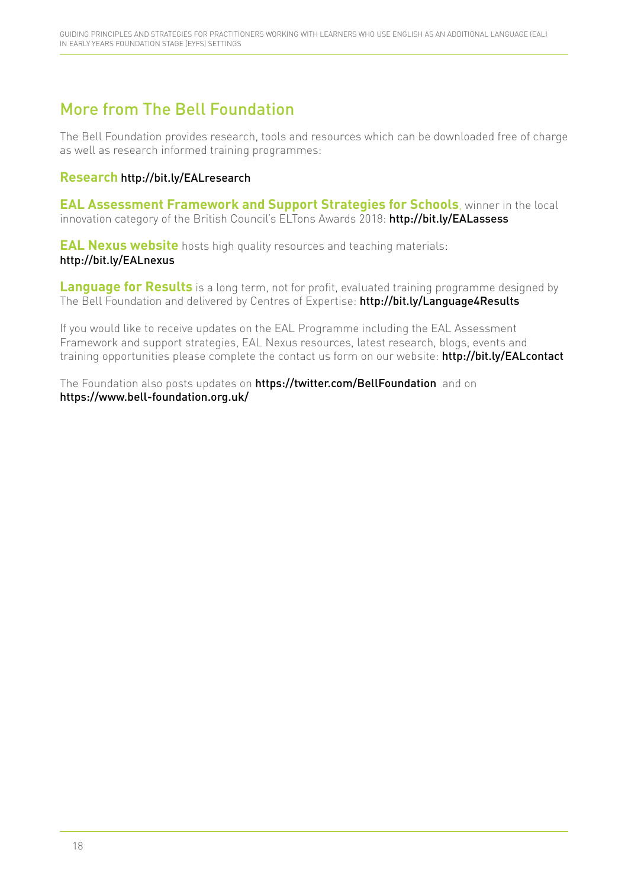## More from The Bell Foundation

The Bell Foundation provides research, tools and resources which can be downloaded free of charge as well as research informed training programmes:

**Research** http://bit.ly/EALresearch

**EAL Assessment Framework and Support Strategies for Schools**, winner in the local innovation category of the British Council's ELTons Awards 2018: **http://bit.ly/EALassess**

**EAL Nexus website** hosts high quality resources and teaching materials: http://bit.ly/EALnexus

**Language for Results** is a long term, not for profit, evaluated training programme designed by The Bell Foundation and delivered by Centres of Expertise: **http://bit.ly/Language4Results**

If you would like to receive updates on the EAL Programme including the EAL Assessment Framework and support strategies, EAL Nexus resources, latest research, blogs, events and training opportunities please complete the contact us form on our website: **http://bit.ly/EALcontact**

The Foundation also posts updates on **https://twitter.com/BellFoundation** and on https://www.bell-foundation.org.uk/